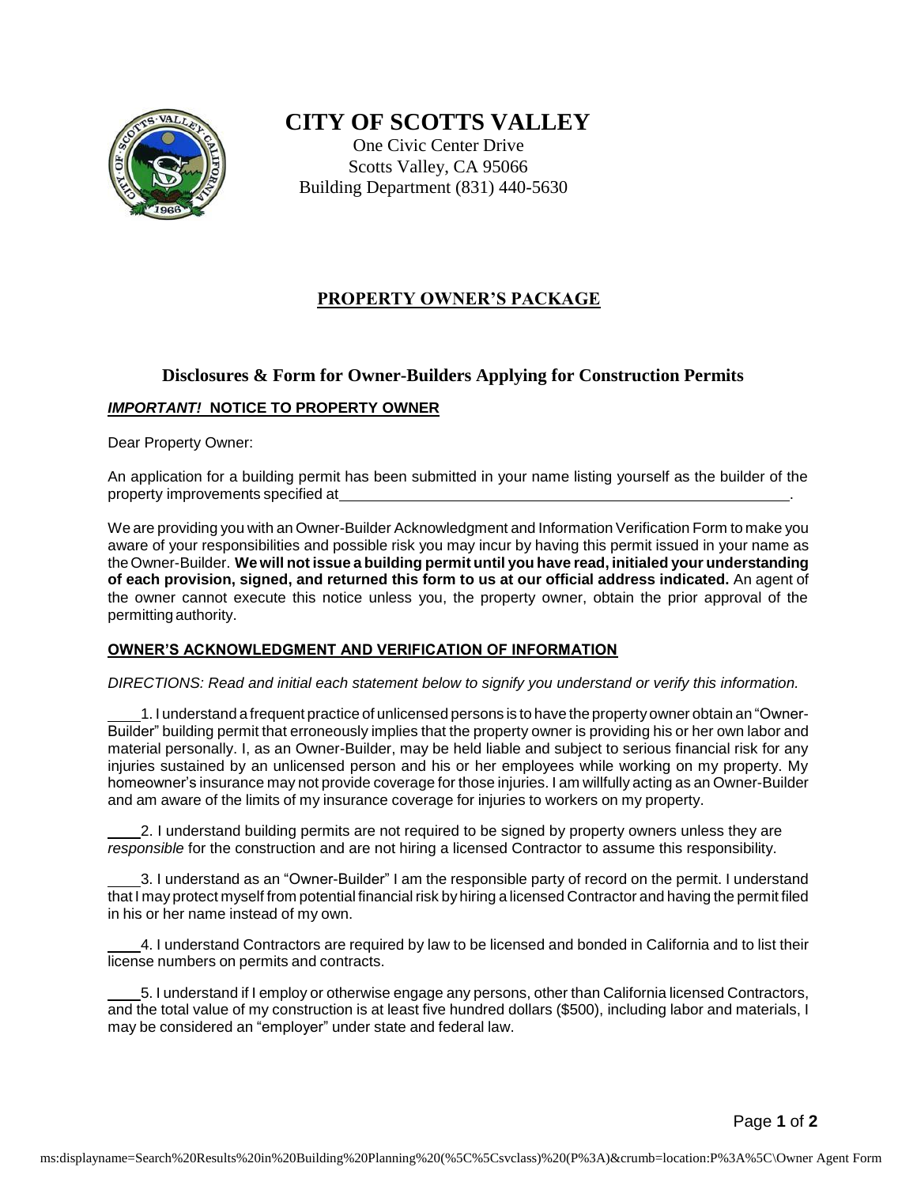# CITY OF SCOTTS VALLEY

One Civic Center Drive
Scotts Valley, CA 95066
Building Department (831) 440-5630

## PROPERTY OWNER'S PACKAGE

### Disclosures & Form for Owner-Builders Applying for Construction Permits

***IMPORTANT!*** **NOTICE TO PROPERTY OWNER**

Dear Property Owner:

An application for a building permit has been submitted in your name listing yourself as the builder of the property improvements specified at ______________________________.

We are providing you with an Owner-Builder Acknowledgment and Information Verification Form to make you aware of your responsibilities and possible risk you may incur by having this permit issued in your name as the Owner-Builder. **We will not issue a building permit until you have read, initialed your understanding of each provision, signed, and returned this form to us at our official address indicated.** An agent of the owner cannot execute this notice unless you, the property owner, obtain the prior approval of the permitting authority.

**OWNER'S ACKNOWLEDGMENT AND VERIFICATION OF INFORMATION**

*DIRECTIONS: Read and initial each statement below to signify you understand or verify this information.*

____1. I understand a frequent practice of unlicensed persons is to have the property owner obtain an "Owner-Builder" building permit that erroneously implies that the property owner is providing his or her own labor and material personally. I, as an Owner-Builder, may be held liable and subject to serious financial risk for any injuries sustained by an unlicensed person and his or her employees while working on my property. My homeowner's insurance may not provide coverage for those injuries. I am willfully acting as an Owner-Builder and am aware of the limits of my insurance coverage for injuries to workers on my property.

____2. I understand building permits are not required to be signed by property owners unless they are *responsible* for the construction and are not hiring a licensed Contractor to assume this responsibility.

____3. I understand as an "Owner-Builder" I am the responsible party of record on the permit. I understand that I may protect myself from potential financial risk by hiring a licensed Contractor and having the permit filed in his or her name instead of my own.

____4. I understand Contractors are required by law to be licensed and bonded in California and to list their license numbers on permits and contracts.

____5. I understand if I employ or otherwise engage any persons, other than California licensed Contractors, and the total value of my construction is at least five hundred dollars ($500), including labor and materials, I may be considered an "employer" under state and federal law.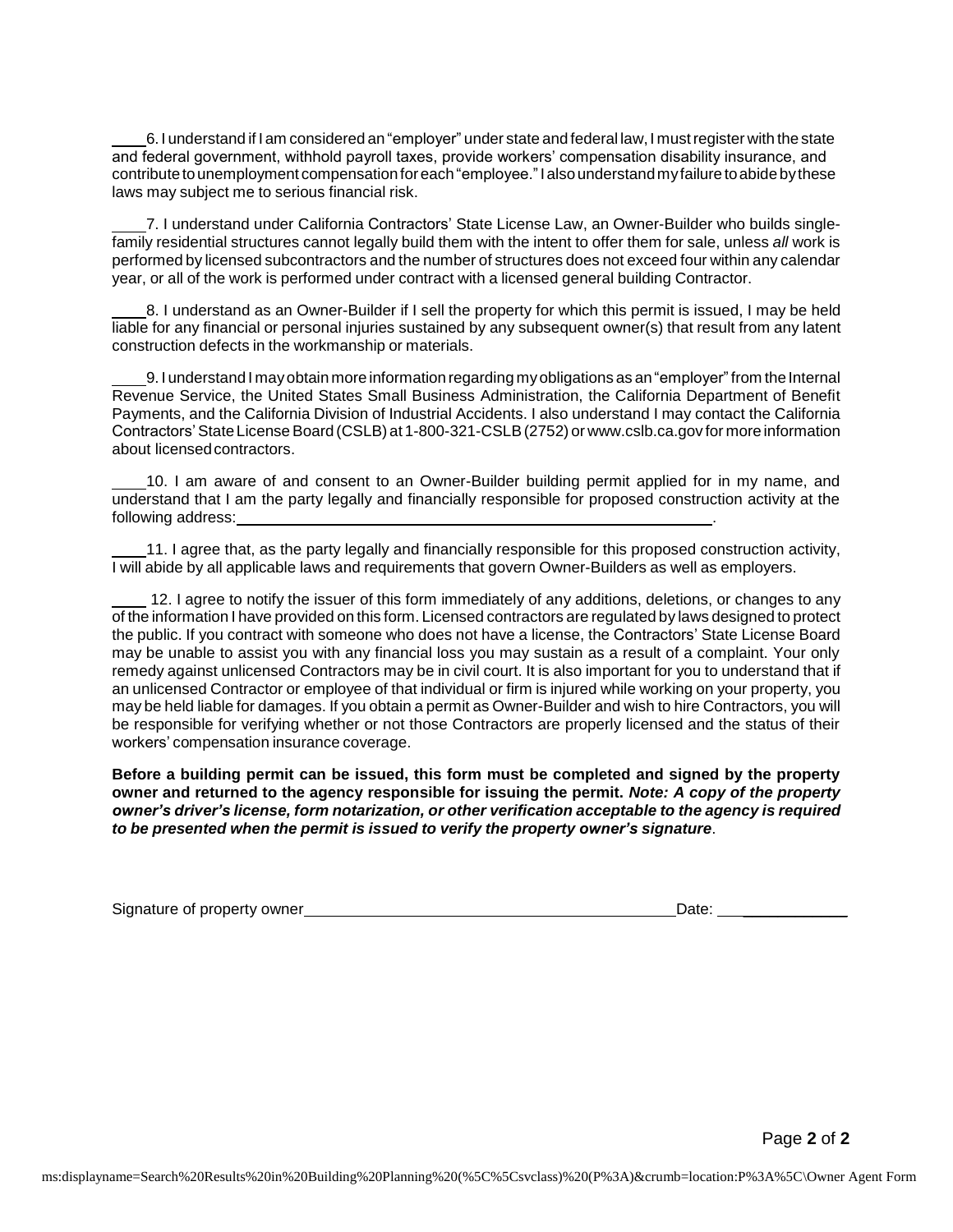____6. I understand if I am considered an "employer" under state and federal law, I must register with the state and federal government, withhold payroll taxes, provide workers' compensation disability insurance, and contribute to unemployment compensation for each "employee." I also understand my failure to abide by these laws may subject me to serious financial risk.

____7. I understand under California Contractors' State License Law, an Owner-Builder who builds single-family residential structures cannot legally build them with the intent to offer them for sale, unless *all* work is performed by licensed subcontractors and the number of structures does not exceed four within any calendar year, or all of the work is performed under contract with a licensed general building Contractor.

____8. I understand as an Owner-Builder if I sell the property for which this permit is issued, I may be held liable for any financial or personal injuries sustained by any subsequent owner(s) that result from any latent construction defects in the workmanship or materials.

____9. I understand I may obtain more information regarding my obligations as an "employer" from the Internal Revenue Service, the United States Small Business Administration, the California Department of Benefit Payments, and the California Division of Industrial Accidents. I also understand I may contact the California Contractors' State License Board (CSLB) at 1-800-321-CSLB (2752) or www.cslb.ca.gov for more information about licensed contractors.

____10. I am aware of and consent to an Owner-Builder building permit applied for in my name, and understand that I am the party legally and financially responsible for proposed construction activity at the following address:______________________________________________________.

____11. I agree that, as the party legally and financially responsible for this proposed construction activity, I will abide by all applicable laws and requirements that govern Owner-Builders as well as employers.

____ 12. I agree to notify the issuer of this form immediately of any additions, deletions, or changes to any of the information I have provided on this form. Licensed contractors are regulated by laws designed to protect the public. If you contract with someone who does not have a license, the Contractors' State License Board may be unable to assist you with any financial loss you may sustain as a result of a complaint. Your only remedy against unlicensed Contractors may be in civil court. It is also important for you to understand that if an unlicensed Contractor or employee of that individual or firm is injured while working on your property, you may be held liable for damages. If you obtain a permit as Owner-Builder and wish to hire Contractors, you will be responsible for verifying whether or not those Contractors are properly licensed and the status of their workers' compensation insurance coverage.

**Before a building permit can be issued, this form must be completed and signed by the property owner and returned to the agency responsible for issuing the permit.** ***Note: A copy of the property owner's driver's license, form notarization, or other verification acceptable to the agency is required to be presented when the permit is issued to verify the property owner's signature*.**

Signature of property owner________________________________________ Date: ____________

ms:displayname=Search%20Results%20in%20Building%20Planning%20(%5C%5Csvclass)%20(P%3A)&crumb=location:P%3A%5C\Owner Agent Form